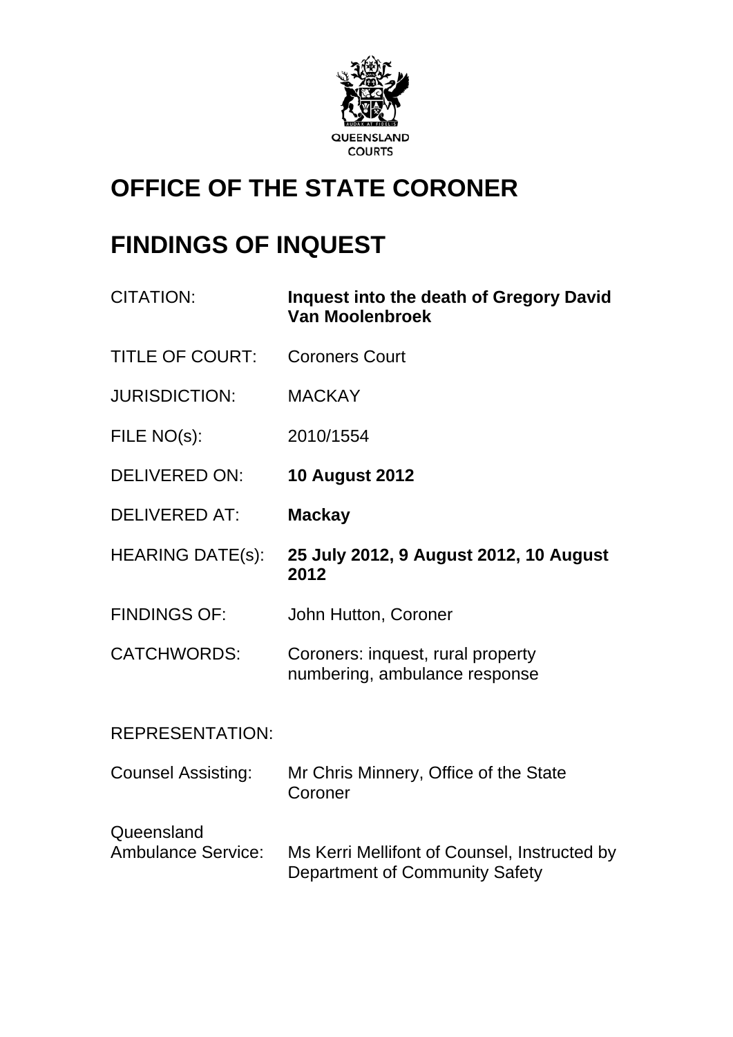QUEENSLAND COURTS

# OFFICE OF THE STATE CORONER

# FINDINGS OF INQUEST

| | |
|---|---|
| CITATION: | **Inquest into the death of Gregory David Van Moolenbroek** |
| TITLE OF COURT: | Coroners Court |
| JURISDICTION: | MACKAY |
| FILE NO(s): | 2010/1554 |
| DELIVERED ON: | **10 August 2012** |
| DELIVERED AT: | **Mackay** |
| HEARING DATE(s): | **25 July 2012, 9 August 2012, 10 August 2012** |
| FINDINGS OF: | John Hutton, Coroner |
| CATCHWORDS: | Coroners: inquest, rural property numbering, ambulance response |

REPRESENTATION:

| | |
|---|---|
| Counsel Assisting: | Mr Chris Minnery, Office of the State Coroner |
| Queensland Ambulance Service: | Ms Kerri Mellifont of Counsel, Instructed by Department of Community Safety |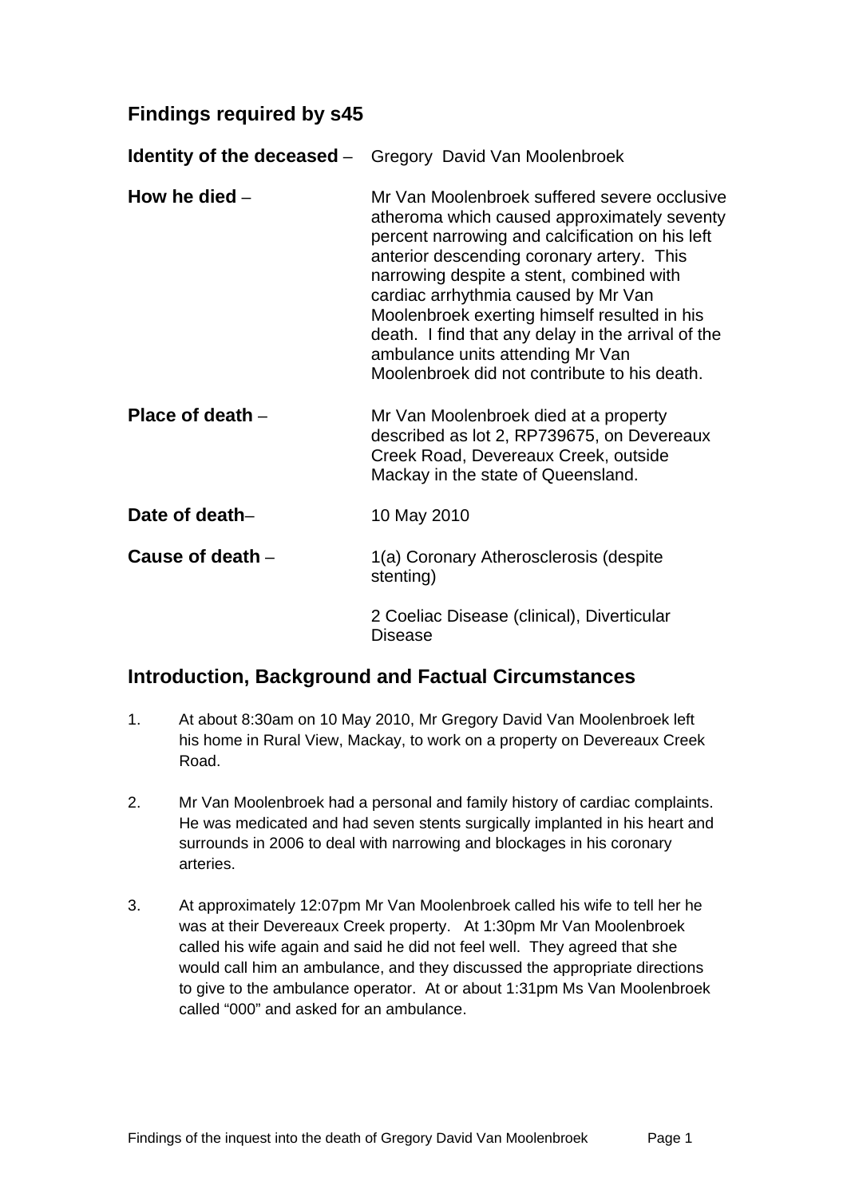## Findings required by s45

**Identity of the deceased** – Gregory David Van Moolenbroek

**How he died** – Mr Van Moolenbroek suffered severe occlusive atheroma which caused approximately seventy percent narrowing and calcification on his left anterior descending coronary artery. This narrowing despite a stent, combined with cardiac arrhythmia caused by Mr Van Moolenbroek exerting himself resulted in his death. I find that any delay in the arrival of the ambulance units attending Mr Van Moolenbroek did not contribute to his death.

**Place of death** – Mr Van Moolenbroek died at a property described as lot 2, RP739675, on Devereaux Creek Road, Devereaux Creek, outside Mackay in the state of Queensland.

**Date of death**– 10 May 2010

**Cause of death** – 1(a) Coronary Atherosclerosis (despite stenting)

2 Coeliac Disease (clinical), Diverticular Disease

## Introduction, Background and Factual Circumstances

1. At about 8:30am on 10 May 2010, Mr Gregory David Van Moolenbroek left his home in Rural View, Mackay, to work on a property on Devereaux Creek Road.

2. Mr Van Moolenbroek had a personal and family history of cardiac complaints. He was medicated and had seven stents surgically implanted in his heart and surrounds in 2006 to deal with narrowing and blockages in his coronary arteries.

3. At approximately 12:07pm Mr Van Moolenbroek called his wife to tell her he was at their Devereaux Creek property. At 1:30pm Mr Van Moolenbroek called his wife again and said he did not feel well. They agreed that she would call him an ambulance, and they discussed the appropriate directions to give to the ambulance operator. At or about 1:31pm Ms Van Moolenbroek called "000" and asked for an ambulance.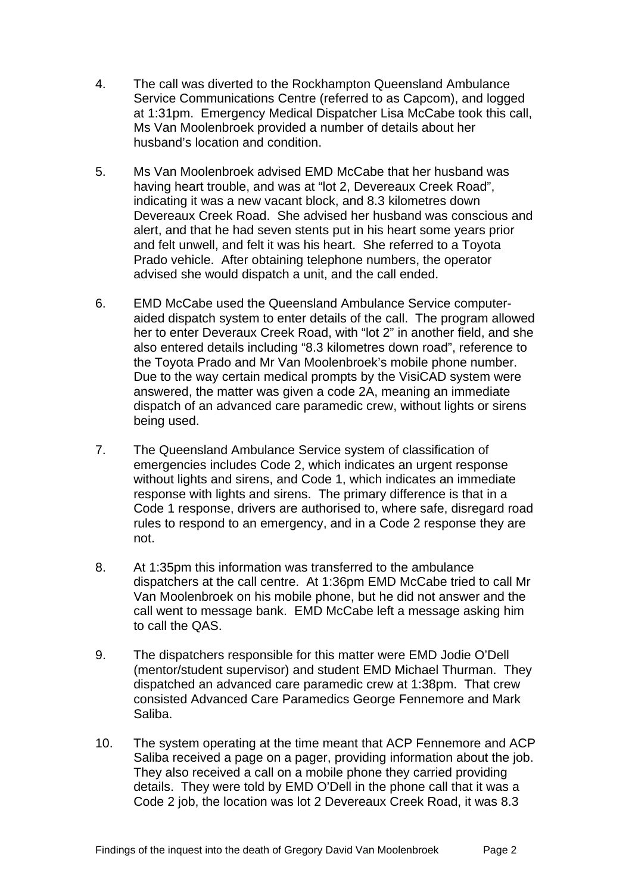4. The call was diverted to the Rockhampton Queensland Ambulance Service Communications Centre (referred to as Capcom), and logged at 1:31pm. Emergency Medical Dispatcher Lisa McCabe took this call, Ms Van Moolenbroek provided a number of details about her husband's location and condition.

5. Ms Van Moolenbroek advised EMD McCabe that her husband was having heart trouble, and was at "lot 2, Devereaux Creek Road", indicating it was a new vacant block, and 8.3 kilometres down Devereaux Creek Road. She advised her husband was conscious and alert, and that he had seven stents put in his heart some years prior and felt unwell, and felt it was his heart. She referred to a Toyota Prado vehicle. After obtaining telephone numbers, the operator advised she would dispatch a unit, and the call ended.

6. EMD McCabe used the Queensland Ambulance Service computer-aided dispatch system to enter details of the call. The program allowed her to enter Deveraux Creek Road, with "lot 2" in another field, and she also entered details including "8.3 kilometres down road", reference to the Toyota Prado and Mr Van Moolenbroek's mobile phone number. Due to the way certain medical prompts by the VisiCAD system were answered, the matter was given a code 2A, meaning an immediate dispatch of an advanced care paramedic crew, without lights or sirens being used.

7. The Queensland Ambulance Service system of classification of emergencies includes Code 2, which indicates an urgent response without lights and sirens, and Code 1, which indicates an immediate response with lights and sirens. The primary difference is that in a Code 1 response, drivers are authorised to, where safe, disregard road rules to respond to an emergency, and in a Code 2 response they are not.

8. At 1:35pm this information was transferred to the ambulance dispatchers at the call centre. At 1:36pm EMD McCabe tried to call Mr Van Moolenbroek on his mobile phone, but he did not answer and the call went to message bank. EMD McCabe left a message asking him to call the QAS.

9. The dispatchers responsible for this matter were EMD Jodie O'Dell (mentor/student supervisor) and student EMD Michael Thurman. They dispatched an advanced care paramedic crew at 1:38pm. That crew consisted Advanced Care Paramedics George Fennemore and Mark Saliba.

10. The system operating at the time meant that ACP Fennemore and ACP Saliba received a page on a pager, providing information about the job. They also received a call on a mobile phone they carried providing details. They were told by EMD O'Dell in the phone call that it was a Code 2 job, the location was lot 2 Devereaux Creek Road, it was 8.3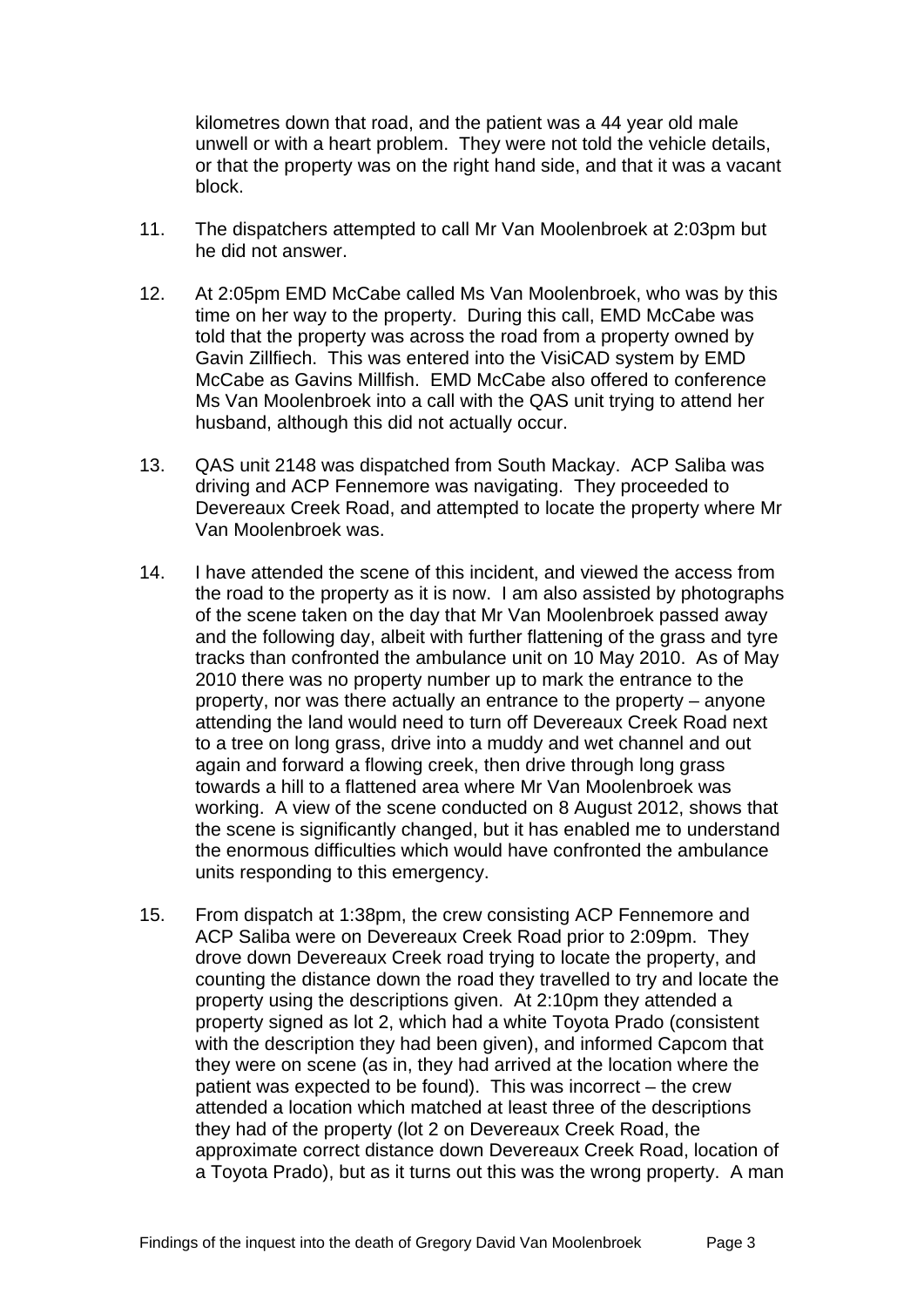kilometres down that road, and the patient was a 44 year old male unwell or with a heart problem. They were not told the vehicle details, or that the property was on the right hand side, and that it was a vacant block.

11. The dispatchers attempted to call Mr Van Moolenbroek at 2:03pm but he did not answer.

12. At 2:05pm EMD McCabe called Ms Van Moolenbroek, who was by this time on her way to the property. During this call, EMD McCabe was told that the property was across the road from a property owned by Gavin Zillfiech. This was entered into the VisiCAD system by EMD McCabe as Gavins Millfish. EMD McCabe also offered to conference Ms Van Moolenbroek into a call with the QAS unit trying to attend her husband, although this did not actually occur.

13. QAS unit 2148 was dispatched from South Mackay. ACP Saliba was driving and ACP Fennemore was navigating. They proceeded to Devereaux Creek Road, and attempted to locate the property where Mr Van Moolenbroek was.

14. I have attended the scene of this incident, and viewed the access from the road to the property as it is now. I am also assisted by photographs of the scene taken on the day that Mr Van Moolenbroek passed away and the following day, albeit with further flattening of the grass and tyre tracks than confronted the ambulance unit on 10 May 2010. As of May 2010 there was no property number up to mark the entrance to the property, nor was there actually an entrance to the property – anyone attending the land would need to turn off Devereaux Creek Road next to a tree on long grass, drive into a muddy and wet channel and out again and forward a flowing creek, then drive through long grass towards a hill to a flattened area where Mr Van Moolenbroek was working. A view of the scene conducted on 8 August 2012, shows that the scene is significantly changed, but it has enabled me to understand the enormous difficulties which would have confronted the ambulance units responding to this emergency.

15. From dispatch at 1:38pm, the crew consisting ACP Fennemore and ACP Saliba were on Devereaux Creek Road prior to 2:09pm. They drove down Devereaux Creek road trying to locate the property, and counting the distance down the road they travelled to try and locate the property using the descriptions given. At 2:10pm they attended a property signed as lot 2, which had a white Toyota Prado (consistent with the description they had been given), and informed Capcom that they were on scene (as in, they had arrived at the location where the patient was expected to be found). This was incorrect – the crew attended a location which matched at least three of the descriptions they had of the property (lot 2 on Devereaux Creek Road, the approximate correct distance down Devereaux Creek Road, location of a Toyota Prado), but as it turns out this was the wrong property. A man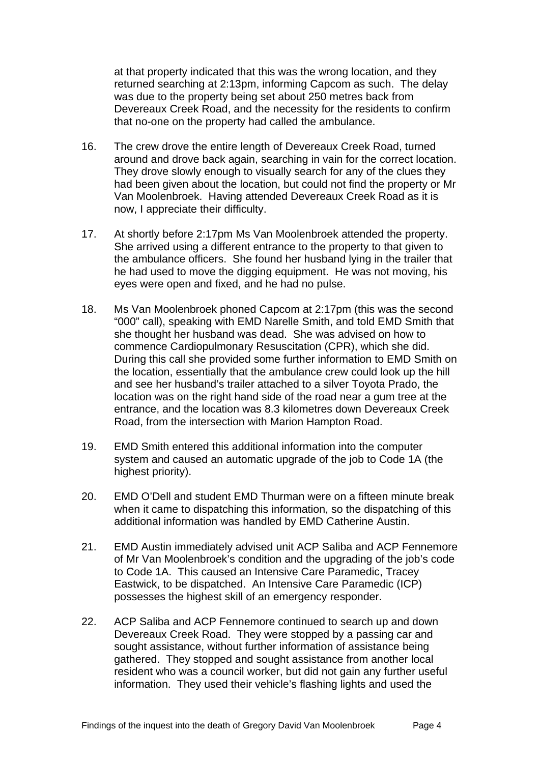at that property indicated that this was the wrong location, and they returned searching at 2:13pm, informing Capcom as such. The delay was due to the property being set about 250 metres back from Devereaux Creek Road, and the necessity for the residents to confirm that no-one on the property had called the ambulance.

16. The crew drove the entire length of Devereaux Creek Road, turned around and drove back again, searching in vain for the correct location. They drove slowly enough to visually search for any of the clues they had been given about the location, but could not find the property or Mr Van Moolenbroek. Having attended Devereaux Creek Road as it is now, I appreciate their difficulty.

17. At shortly before 2:17pm Ms Van Moolenbroek attended the property. She arrived using a different entrance to the property to that given to the ambulance officers. She found her husband lying in the trailer that he had used to move the digging equipment. He was not moving, his eyes were open and fixed, and he had no pulse.

18. Ms Van Moolenbroek phoned Capcom at 2:17pm (this was the second "000" call), speaking with EMD Narelle Smith, and told EMD Smith that she thought her husband was dead. She was advised on how to commence Cardiopulmonary Resuscitation (CPR), which she did. During this call she provided some further information to EMD Smith on the location, essentially that the ambulance crew could look up the hill and see her husband's trailer attached to a silver Toyota Prado, the location was on the right hand side of the road near a gum tree at the entrance, and the location was 8.3 kilometres down Devereaux Creek Road, from the intersection with Marion Hampton Road.

19. EMD Smith entered this additional information into the computer system and caused an automatic upgrade of the job to Code 1A (the highest priority).

20. EMD O'Dell and student EMD Thurman were on a fifteen minute break when it came to dispatching this information, so the dispatching of this additional information was handled by EMD Catherine Austin.

21. EMD Austin immediately advised unit ACP Saliba and ACP Fennemore of Mr Van Moolenbroek's condition and the upgrading of the job's code to Code 1A. This caused an Intensive Care Paramedic, Tracey Eastwick, to be dispatched. An Intensive Care Paramedic (ICP) possesses the highest skill of an emergency responder.

22. ACP Saliba and ACP Fennemore continued to search up and down Devereaux Creek Road. They were stopped by a passing car and sought assistance, without further information of assistance being gathered. They stopped and sought assistance from another local resident who was a council worker, but did not gain any further useful information. They used their vehicle's flashing lights and used the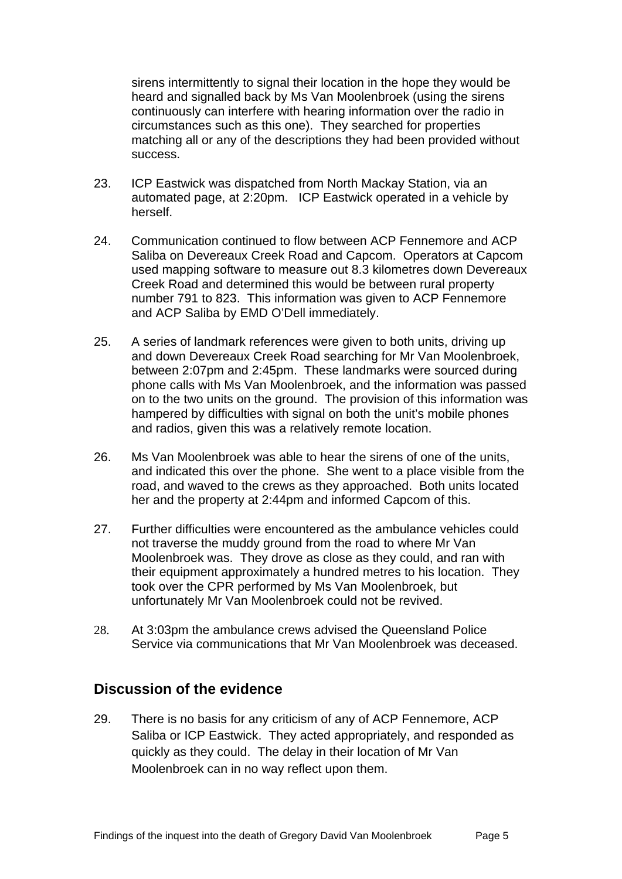sirens intermittently to signal their location in the hope they would be heard and signalled back by Ms Van Moolenbroek (using the sirens continuously can interfere with hearing information over the radio in circumstances such as this one). They searched for properties matching all or any of the descriptions they had been provided without success.

23. ICP Eastwick was dispatched from North Mackay Station, via an automated page, at 2:20pm. ICP Eastwick operated in a vehicle by herself.

24. Communication continued to flow between ACP Fennemore and ACP Saliba on Devereaux Creek Road and Capcom. Operators at Capcom used mapping software to measure out 8.3 kilometres down Devereaux Creek Road and determined this would be between rural property number 791 to 823. This information was given to ACP Fennemore and ACP Saliba by EMD O'Dell immediately.

25. A series of landmark references were given to both units, driving up and down Devereaux Creek Road searching for Mr Van Moolenbroek, between 2:07pm and 2:45pm. These landmarks were sourced during phone calls with Ms Van Moolenbroek, and the information was passed on to the two units on the ground. The provision of this information was hampered by difficulties with signal on both the unit's mobile phones and radios, given this was a relatively remote location.

26. Ms Van Moolenbroek was able to hear the sirens of one of the units, and indicated this over the phone. She went to a place visible from the road, and waved to the crews as they approached. Both units located her and the property at 2:44pm and informed Capcom of this.

27. Further difficulties were encountered as the ambulance vehicles could not traverse the muddy ground from the road to where Mr Van Moolenbroek was. They drove as close as they could, and ran with their equipment approximately a hundred metres to his location. They took over the CPR performed by Ms Van Moolenbroek, but unfortunately Mr Van Moolenbroek could not be revived.

28. At 3:03pm the ambulance crews advised the Queensland Police Service via communications that Mr Van Moolenbroek was deceased.

## Discussion of the evidence

29. There is no basis for any criticism of any of ACP Fennemore, ACP Saliba or ICP Eastwick. They acted appropriately, and responded as quickly as they could. The delay in their location of Mr Van Moolenbroek can in no way reflect upon them.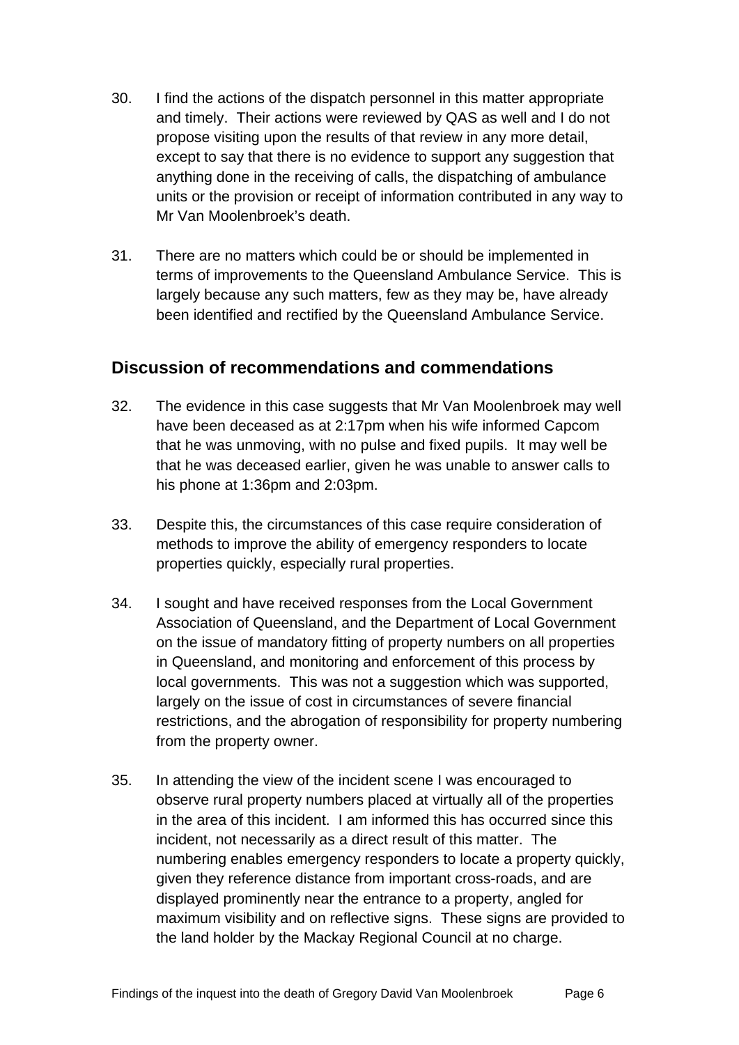30. I find the actions of the dispatch personnel in this matter appropriate and timely. Their actions were reviewed by QAS as well and I do not propose visiting upon the results of that review in any more detail, except to say that there is no evidence to support any suggestion that anything done in the receiving of calls, the dispatching of ambulance units or the provision or receipt of information contributed in any way to Mr Van Moolenbroek's death.

31. There are no matters which could be or should be implemented in terms of improvements to the Queensland Ambulance Service. This is largely because any such matters, few as they may be, have already been identified and rectified by the Queensland Ambulance Service.

## Discussion of recommendations and commendations

32. The evidence in this case suggests that Mr Van Moolenbroek may well have been deceased as at 2:17pm when his wife informed Capcom that he was unmoving, with no pulse and fixed pupils. It may well be that he was deceased earlier, given he was unable to answer calls to his phone at 1:36pm and 2:03pm.

33. Despite this, the circumstances of this case require consideration of methods to improve the ability of emergency responders to locate properties quickly, especially rural properties.

34. I sought and have received responses from the Local Government Association of Queensland, and the Department of Local Government on the issue of mandatory fitting of property numbers on all properties in Queensland, and monitoring and enforcement of this process by local governments. This was not a suggestion which was supported, largely on the issue of cost in circumstances of severe financial restrictions, and the abrogation of responsibility for property numbering from the property owner.

35. In attending the view of the incident scene I was encouraged to observe rural property numbers placed at virtually all of the properties in the area of this incident. I am informed this has occurred since this incident, not necessarily as a direct result of this matter. The numbering enables emergency responders to locate a property quickly, given they reference distance from important cross-roads, and are displayed prominently near the entrance to a property, angled for maximum visibility and on reflective signs. These signs are provided to the land holder by the Mackay Regional Council at no charge.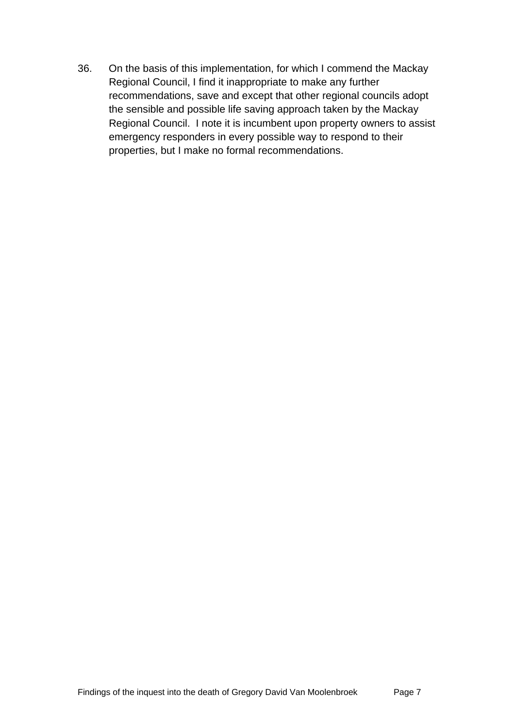36. On the basis of this implementation, for which I commend the Mackay Regional Council, I find it inappropriate to make any further recommendations, save and except that other regional councils adopt the sensible and possible life saving approach taken by the Mackay Regional Council. I note it is incumbent upon property owners to assist emergency responders in every possible way to respond to their properties, but I make no formal recommendations.